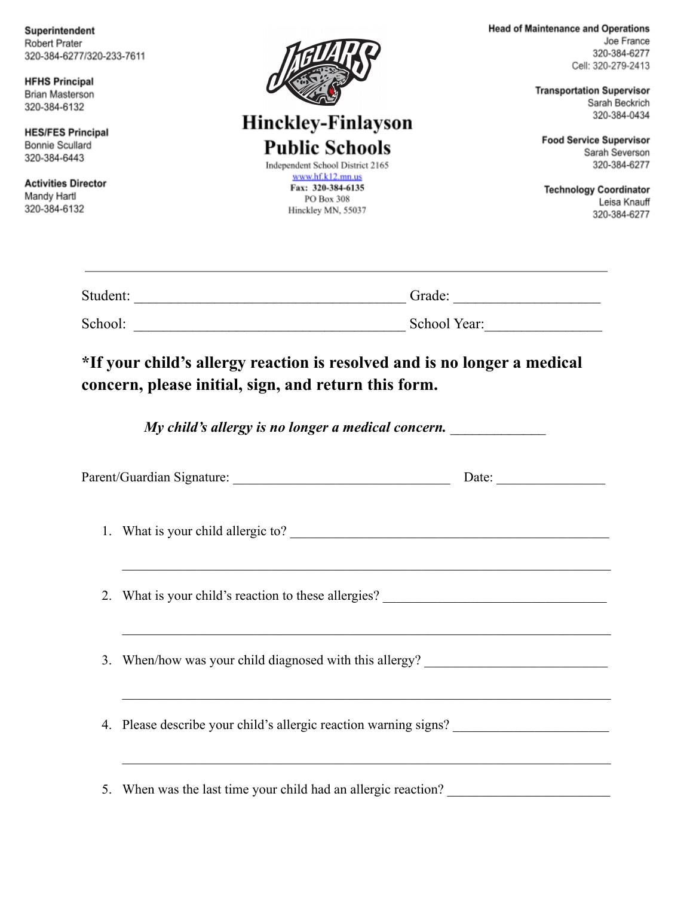**Superintendent**
Robert Prater
320-384-6277/320-233-7611

**HFHS Principal**
Brian Masterson
320-384-6132

**HES/FES Principal**
Bonnie Scullard
320-384-6443

**Activities Director**
Mandy Hartl
320-384-6132

# Hinckley-Finlayson Public Schools

Independent School District 2165
www.hf.k12.mn.us
**Fax: 320-384-6135**
PO Box 308
Hinckley MN, 55037

**Head of Maintenance and Operations**
Joe France
320-384-6277
Cell: 320-279-2413

**Transportation Supervisor**
Sarah Beckrich
320-384-0434

**Food Service Supervisor**
Sarah Severson
320-384-6277

**Technology Coordinator**
Leisa Knauff
320-384-6277

---

Student: ______________________________________ Grade: ____________________

School: ______________________________________ School Year:________________

## *If your child's allergy reaction is resolved and is no longer a medical concern, please initial, sign, and return this form.

***My child's allergy is no longer a medical concern.*** _____________

Parent/Guardian Signature: ________________________________ Date: ________________

1. What is your child allergic to? ________________________________________________

   ________________________________________________________________________

2. What is your child's reaction to these allergies? ________________________________

   ________________________________________________________________________

3. When/how was your child diagnosed with this allergy? ___________________________

   ________________________________________________________________________

4. Please describe your child's allergic reaction warning signs? ______________________

   ________________________________________________________________________

5. When was the last time your child had an allergic reaction? _______________________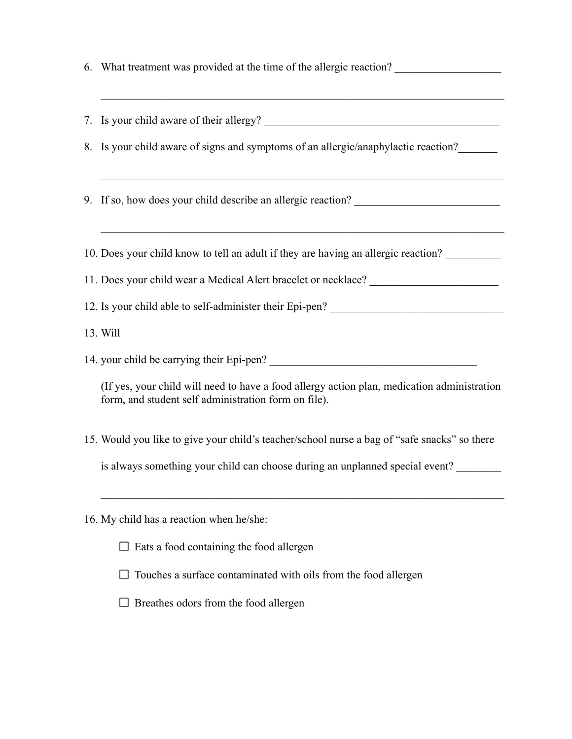6. What treatment was provided at the time of the allergic reaction? ___________________

    ___________________________________________________________________________

7. Is your child aware of their allergy? ____________________________________________

8. Is your child aware of signs and symptoms of an allergic/anaphylactic reaction?_______

    ___________________________________________________________________________

9. If so, how does your child describe an allergic reaction? __________________________

    ___________________________________________________________________________

10. Does your child know to tell an adult if they are having an allergic reaction? __________

11. Does your child wear a Medical Alert bracelet or necklace? _______________________

12. Is your child able to self-administer their Epi-pen? _______________________________

13. Will

14. your child be carrying their Epi-pen? _____________________________________

    (If yes, your child will need to have a food allergy action plan, medication administration form, and student self administration form on file).

15. Would you like to give your child's teacher/school nurse a bag of "safe snacks" so there

    is always something your child can choose during an unplanned special event? ________

    ___________________________________________________________________________

16. My child has a reaction when he/she:

    ☐ Eats a food containing the food allergen

    ☐ Touches a surface contaminated with oils from the food allergen

    ☐ Breathes odors from the food allergen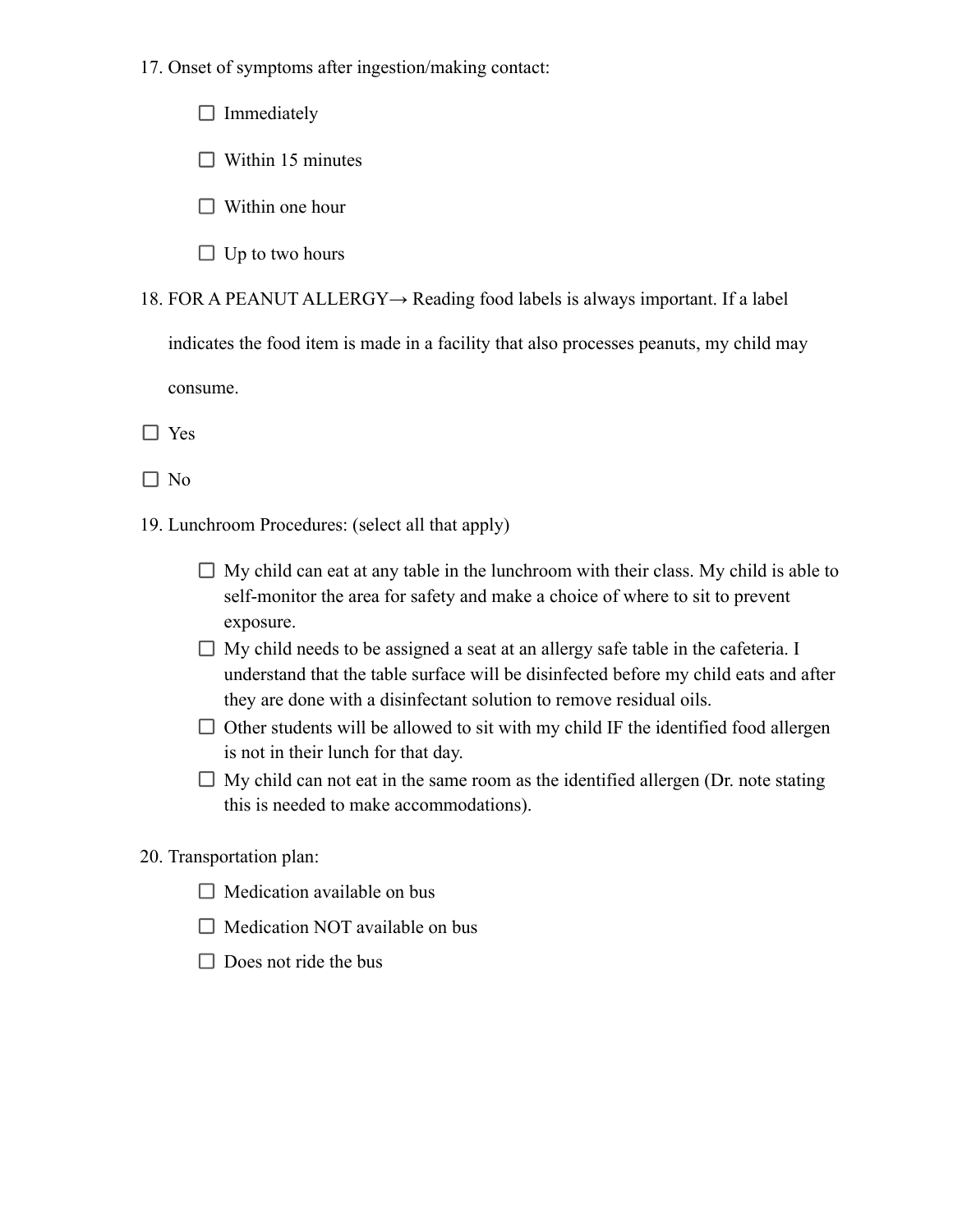17. Onset of symptoms after ingestion/making contact:

    - ☐ Immediately
    - ☐ Within 15 minutes
    - ☐ Within one hour
    - ☐ Up to two hours

18. FOR A PEANUT ALLERGY→ Reading food labels is always important. If a label indicates the food item is made in a facility that also processes peanuts, my child may consume.

☐ Yes

☐ No

19. Lunchroom Procedures: (select all that apply)

    - ☐ My child can eat at any table in the lunchroom with their class. My child is able to self-monitor the area for safety and make a choice of where to sit to prevent exposure.
    - ☐ My child needs to be assigned a seat at an allergy safe table in the cafeteria. I understand that the table surface will be disinfected before my child eats and after they are done with a disinfectant solution to remove residual oils.
    - ☐ Other students will be allowed to sit with my child IF the identified food allergen is not in their lunch for that day.
    - ☐ My child can not eat in the same room as the identified allergen (Dr. note stating this is needed to make accommodations).

20. Transportation plan:

    - ☐ Medication available on bus
    - ☐ Medication NOT available on bus
    - ☐ Does not ride the bus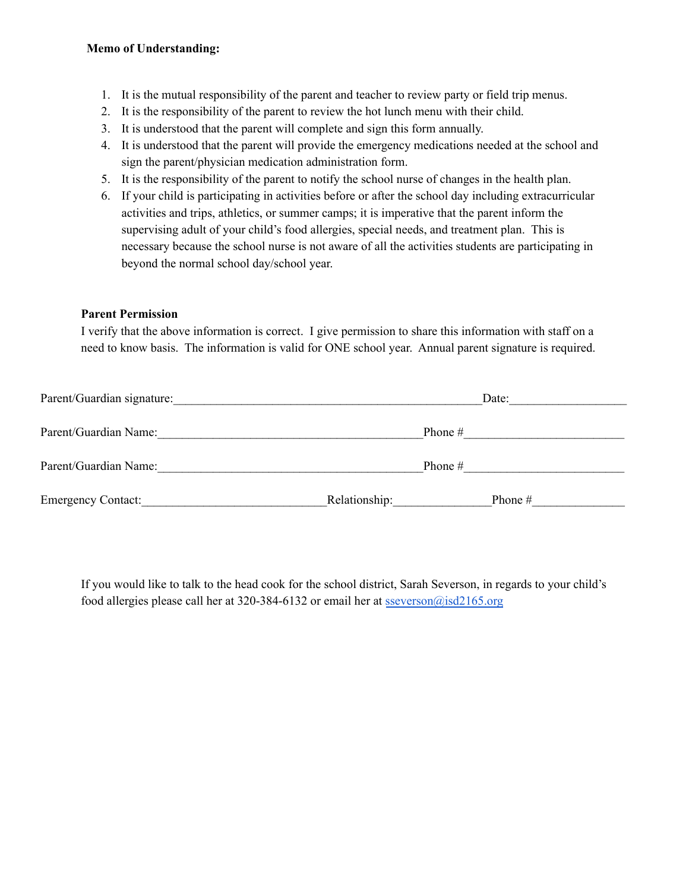**Memo of Understanding:**

1. It is the mutual responsibility of the parent and teacher to review party or field trip menus.
2. It is the responsibility of the parent to review the hot lunch menu with their child.
3. It is understood that the parent will complete and sign this form annually.
4. It is understood that the parent will provide the emergency medications needed at the school and sign the parent/physician medication administration form.
5. It is the responsibility of the parent to notify the school nurse of changes in the health plan.
6. If your child is participating in activities before or after the school day including extracurricular activities and trips, athletics, or summer camps; it is imperative that the parent inform the supervising adult of your child's food allergies, special needs, and treatment plan. This is necessary because the school nurse is not aware of all the activities students are participating in beyond the normal school day/school year.

**Parent Permission**

I verify that the above information is correct. I give permission to share this information with staff on a need to know basis. The information is valid for ONE school year. Annual parent signature is required.

Parent/Guardian signature:___________________________________________________Date:___________________

Parent/Guardian Name:___________________________________________Phone #_________________________

Parent/Guardian Name:___________________________________________Phone #_________________________

Emergency Contact:______________________________Relationship:_______________Phone #______________

If you would like to talk to the head cook for the school district, Sarah Severson, in regards to your child's food allergies please call her at 320-384-6132 or email her at sseverson@isd2165.org